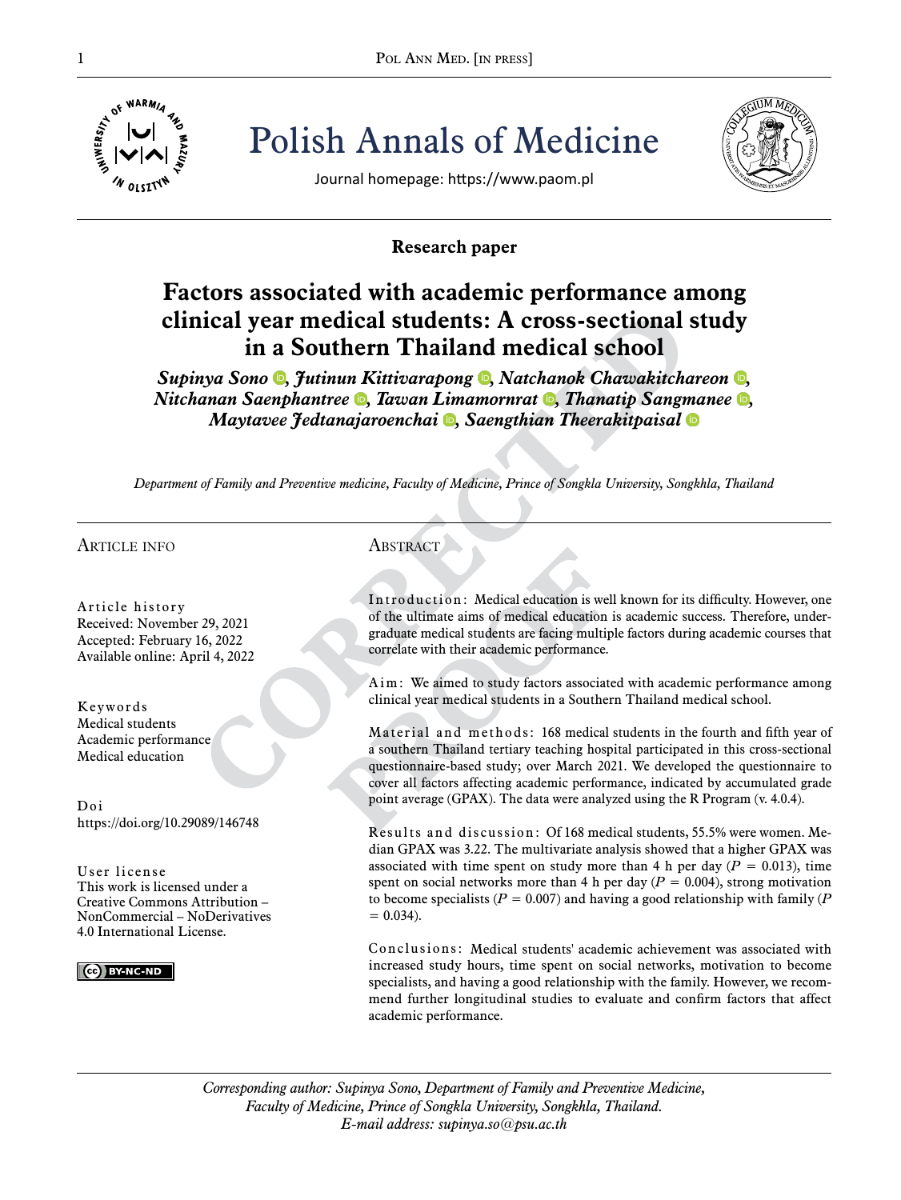# Polish Annals of Medicine

Journal homepage: https://www.paom.pl

**Research paper**

## Factors associated with academic performance among clinical year medical students: A cross-sectional study in a Southern Thailand medical school

***Supinya Sono, Jutinun Kittivarapong, Natchanok Chawakitchareon, Nitchanan Saenphantree, Tawan Limamornrat, Thanatip Sangmanee, Maytavee Jedtanajaroenchai, Saengthian Theerakitpaisal***

*Department of Family and Preventive medicine, Faculty of Medicine, Prince of Songkla University, Songkhla, Thailand*

### Article info

**Article history**
Received: November 29, 2021
Accepted: February 16, 2022
Available online: April 4, 2022

**Keywords**
Medical students
Academic performance
Medical education

**Doi**
https://doi.org/10.29089/146748

**User license**
This work is licensed under a Creative Commons Attribution – NonCommercial – NoDerivatives 4.0 International License.

### Abstract

**Introduction:** Medical education is well known for its difficulty. However, one of the ultimate aims of medical education is academic success. Therefore, undergraduate medical students are facing multiple factors during academic courses that correlate with their academic performance.

**Aim:** We aimed to study factors associated with academic performance among clinical year medical students in a Southern Thailand medical school.

**Material and methods:** 168 medical students in the fourth and fifth year of a southern Thailand tertiary teaching hospital participated in this cross-sectional questionnaire-based study; over March 2021. We developed the questionnaire to cover all factors affecting academic performance, indicated by accumulated grade point average (GPAX). The data were analyzed using the R Program (v. 4.0.4).

**Results and discussion:** Of 168 medical students, 55.5% were women. Median GPAX was 3.22. The multivariate analysis showed that a higher GPAX was associated with time spent on study more than 4 h per day ($P$ = 0.013), time spent on social networks more than 4 h per day ($P$ = 0.004), strong motivation to become specialists ($P$ = 0.007) and having a good relationship with family ($P$ = 0.034).

**Conclusions:** Medical students' academic achievement was associated with increased study hours, time spent on social networks, motivation to become specialists, and having a good relationship with the family. However, we recommend further longitudinal studies to evaluate and confirm factors that affect academic performance.

*Corresponding author: Supinya Sono, Department of Family and Preventive Medicine, Faculty of Medicine, Prince of Songkla University, Songkhla, Thailand.*
*E-mail address: supinya.so@psu.ac.th*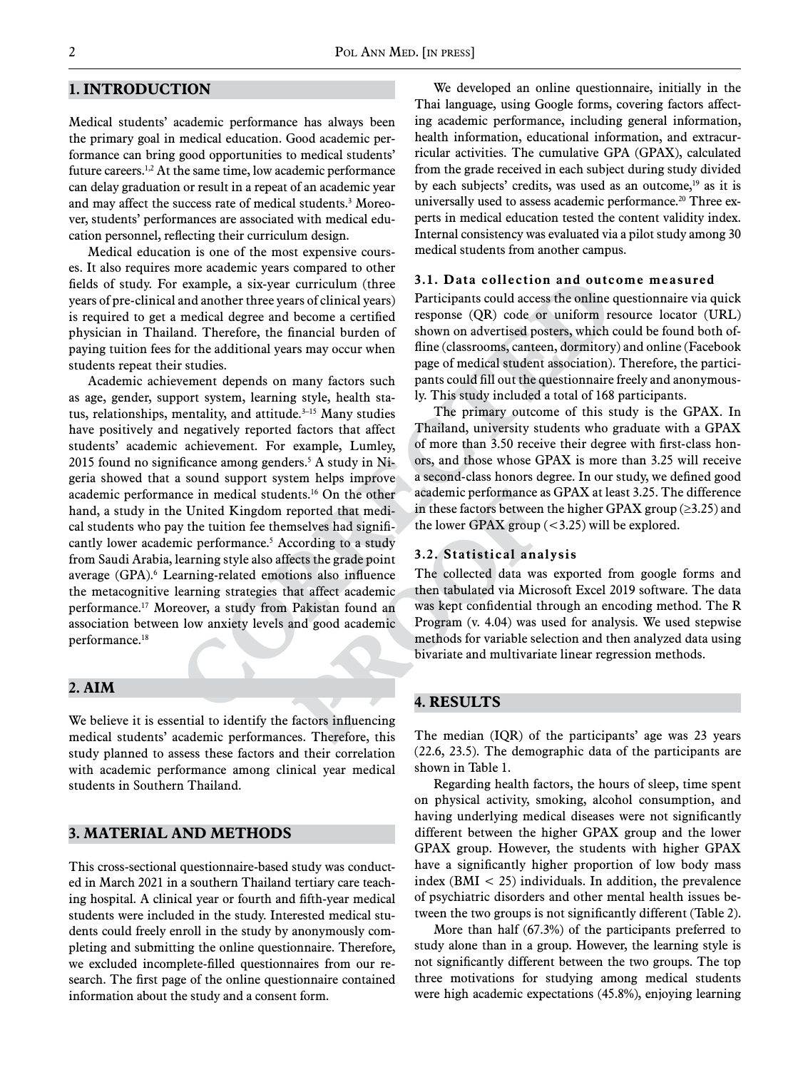## 1. INTRODUCTION

Medical students' academic performance has always been the primary goal in medical education. Good academic performance can bring good opportunities to medical students' future careers.[1,2] At the same time, low academic performance can delay graduation or result in a repeat of an academic year and may affect the success rate of medical students.[3] Moreover, students' performances are associated with medical education personnel, reflecting their curriculum design.

Medical education is one of the most expensive courses. It also requires more academic years compared to other fields of study. For example, a six-year curriculum (three years of pre-clinical and another three years of clinical years) is required to get a medical degree and become a certified physician in Thailand. Therefore, the financial burden of paying tuition fees for the additional years may occur when students repeat their studies.

Academic achievement depends on many factors such as age, gender, support system, learning style, health status, relationships, mentality, and attitude.[3–15] Many studies have positively and negatively reported factors that affect students' academic achievement. For example, Lumley, 2015 found no significance among genders.[5] A study in Nigeria showed that a sound support system helps improve academic performance in medical students.[16] On the other hand, a study in the United Kingdom reported that medical students who pay the tuition fee themselves had significantly lower academic performance.[5] According to a study from Saudi Arabia, learning style also affects the grade point average (GPA).[6] Learning-related emotions also influence the metacognitive learning strategies that affect academic performance.[17] Moreover, a study from Pakistan found an association between low anxiety levels and good academic performance.[18]

## 2. AIM

We believe it is essential to identify the factors influencing medical students' academic performances. Therefore, this study planned to assess these factors and their correlation with academic performance among clinical year medical students in Southern Thailand.

## 3. MATERIAL AND METHODS

This cross-sectional questionnaire-based study was conducted in March 2021 in a southern Thailand tertiary care teaching hospital. A clinical year or fourth and fifth-year medical students were included in the study. Interested medical students could freely enroll in the study by anonymously completing and submitting the online questionnaire. Therefore, we excluded incomplete-filled questionnaires from our research. The first page of the online questionnaire contained information about the study and a consent form.

We developed an online questionnaire, initially in the Thai language, using Google forms, covering factors affecting academic performance, including general information, health information, educational information, and extracurricular activities. The cumulative GPA (GPAX), calculated from the grade received in each subject during study divided by each subjects' credits, was used as an outcome,[19] as it is universally used to assess academic performance.[20] Three experts in medical education tested the content validity index. Internal consistency was evaluated via a pilot study among 30 medical students from another campus.

### 3.1. Data collection and outcome measured

Participants could access the online questionnaire via quick response (QR) code or uniform resource locator (URL) shown on advertised posters, which could be found both offline (classrooms, canteen, dormitory) and online (Facebook page of medical student association). Therefore, the participants could fill out the questionnaire freely and anonymously. This study included a total of 168 participants.

The primary outcome of this study is the GPAX. In Thailand, university students who graduate with a GPAX of more than 3.50 receive their degree with first-class honors, and those whose GPAX is more than 3.25 will receive a second-class honors degree. In our study, we defined good academic performance as GPAX at least 3.25. The difference in these factors between the higher GPAX group ($\geq$3.25) and the lower GPAX group ($<$3.25) will be explored.

### 3.2. Statistical analysis

The collected data was exported from google forms and then tabulated via Microsoft Excel 2019 software. The data was kept confidential through an encoding method. The R Program (v. 4.04) was used for analysis. We used stepwise methods for variable selection and then analyzed data using bivariate and multivariate linear regression methods.

## 4. RESULTS

The median (IQR) of the participants' age was 23 years (22.6, 23.5). The demographic data of the participants are shown in Table 1.

Regarding health factors, the hours of sleep, time spent on physical activity, smoking, alcohol consumption, and having underlying medical diseases were not significantly different between the higher GPAX group and the lower GPAX group. However, the students with higher GPAX have a significantly higher proportion of low body mass index (BMI $<$ 25) individuals. In addition, the prevalence of psychiatric disorders and other mental health issues between the two groups is not significantly different (Table 2).

More than half (67.3%) of the participants preferred to study alone than in a group. However, the learning style is not significantly different between the two groups. The top three motivations for studying among medical students were high academic expectations (45.8%), enjoying learning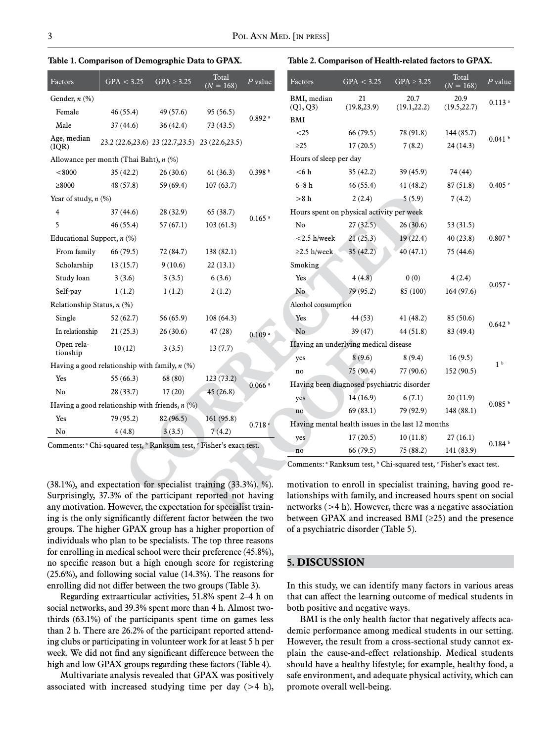**Table 1. Comparison of Demographic Data to GPAX.**

| Factors | GPA < 3.25 | GPA ≥ 3.25 | Total (N = 168) | P value |
|---|---|---|---|---|
| Gender, n (%) | | | | |
| Female | 46 (55.4) | 49 (57.6) | 95 (56.5) | 0.892 [a] |
| Male | 37 (44.6) | 36 (42.4) | 73 (43.5) | |
| Age, median (IQR) | 23.2 (22.6,23.6) | 23 (22.7,23.5) | 23 (22.6,23.5) | |
| Allowance per month (Thai Baht), n (%) | | | | |
| <8000 | 35 (42.2) | 26 (30.6) | 61 (36.3) | 0.398 [b] |
| ≥8000 | 48 (57.8) | 59 (69.4) | 107 (63.7) | |
| Year of study, n (%) | | | | |
| 4 | 37 (44.6) | 28 (32.9) | 65 (38.7) | 0.165 [a] |
| 5 | 46 (55.4) | 57 (67.1) | 103 (61.3) | |
| Educational Support, n (%) | | | | |
| From family | 66 (79.5) | 72 (84.7) | 138 (82.1) | |
| Scholarship | 13 (15.7) | 9 (10.6) | 22 (13.1) | |
| Study loan | 3 (3.6) | 3 (3.5) | 6 (3.6) | |
| Self-pay | 1 (1.2) | 1 (1.2) | 2 (1.2) | |
| Relationship Status, n (%) | | | | |
| Single | 52 (62.7) | 56 (65.9) | 108 (64.3) | |
| In relationship | 21 (25.3) | 26 (30.6) | 47 (28) | 0.109 [a] |
| Open relationship | 10 (12) | 3 (3.5) | 13 (7.7) | |
| Having a good relationship with family, n (%) | | | | |
| Yes | 55 (66.3) | 68 (80) | 123 (73.2) | 0.066 [a] |
| No | 28 (33.7) | 17 (20) | 45 (26.8) | |
| Having a good relationship with friends, n (%) | | | | |
| Yes | 79 (95.2) | 82 (96.5) | 161 (95.8) | 0.718 [c] |
| No | 4 (4.8) | 3 (3.5) | 7 (4.2) | |

Comments: [a] Chi-squared test, [b] Ranksum test, [c] Fisher's exact test.

**Table 2. Comparison of Health-related factors to GPAX.**

| Factors | GPA < 3.25 | GPA ≥ 3.25 | Total (N = 168) | P value |
|---|---|---|---|---|
| BMI, median (Q1, Q3) | 21 (19.8,23.9) | 20.7 (19.1,22.2) | 20.9 (19.5,22.7) | 0.113 [a] |
| BMI | | | | |
| <25 | 66 (79.5) | 78 (91.8) | 144 (85.7) | 0.041 [b] |
| ≥25 | 17 (20.5) | 7 (8.2) | 24 (14.3) | |
| Hours of sleep per day | | | | |
| <6 h | 35 (42.2) | 39 (45.9) | 74 (44) | |
| 6–8 h | 46 (55.4) | 41 (48.2) | 87 (51.8) | 0.405 [c] |
| >8 h | 2 (2.4) | 5 (5.9) | 7 (4.2) | |
| Hours spent on physical activity per week | | | | |
| No | 27 (32.5) | 26 (30.6) | 53 (31.5) | |
| <2.5 h/week | 21 (25.3) | 19 (22.4) | 40 (23.8) | 0.807 [b] |
| ≥2.5 h/week | 35 (42.2) | 40 (47.1) | 75 (44.6) | |
| Smoking | | | | |
| Yes | 4 (4.8) | 0 (0) | 4 (2.4) | 0.057 [c] |
| No | 79 (95.2) | 85 (100) | 164 (97.6) | |
| Alcohol consumption | | | | |
| Yes | 44 (53) | 41 (48.2) | 85 (50.6) | 0.642 [b] |
| No | 39 (47) | 44 (51.8) | 83 (49.4) | |
| Having an underlying medical disease | | | | |
| yes | 8 (9.6) | 8 (9.4) | 16 (9.5) | 1 [b] |
| no | 75 (90.4) | 77 (90.6) | 152 (90.5) | |
| Having been diagnosed psychiatric disorder | | | | |
| yes | 14 (16.9) | 6 (7.1) | 20 (11.9) | 0.085 [b] |
| no | 69 (83.1) | 79 (92.9) | 148 (88.1) | |
| Having mental health issues in the last 12 months | | | | |
| yes | 17 (20.5) | 10 (11.8) | 27 (16.1) | 0.184 [b] |
| no | 66 (79.5) | 75 (88.2) | 141 (83.9) | |

Comments: [a] Ranksum test, [b] Chi-squared test, [c] Fisher's exact test.

(38.1%), and expectation for specialist training (33.3%). %). Surprisingly, 37.3% of the participant reported not having any motivation. However, the expectation for specialist training is the only significantly different factor between the two groups. The higher GPAX group has a higher proportion of individuals who plan to be specialists. The top three reasons for enrolling in medical school were their preference (45.8%), no specific reason but a high enough score for registering (25.6%), and following social value (14.3%). The reasons for enrolling did not differ between the two groups (Table 3).

Regarding extraarticular activities, 51.8% spent 2–4 h on social networks, and 39.3% spent more than 4 h. Almost two-thirds (63.1%) of the participants spent time on games less than 2 h. There are 26.2% of the participant reported attending clubs or participating in volunteer work for at least 5 h per week. We did not find any significant difference between the high and low GPAX groups regarding these factors (Table 4).

Multivariate analysis revealed that GPAX was positively associated with increased studying time per day (>4 h), motivation to enroll in specialist training, having good relationships with family, and increased hours spent on social networks (>4 h). However, there was a negative association between GPAX and increased BMI (≥25) and the presence of a psychiatric disorder (Table 5).

## 5. DISCUSSION

In this study, we can identify many factors in various areas that can affect the learning outcome of medical students in both positive and negative ways.

BMI is the only health factor that negatively affects academic performance among medical students in our setting. However, the result from a cross-sectional study cannot explain the cause-and-effect relationship. Medical students should have a healthy lifestyle; for example, healthy food, a safe environment, and adequate physical activity, which can promote overall well-being.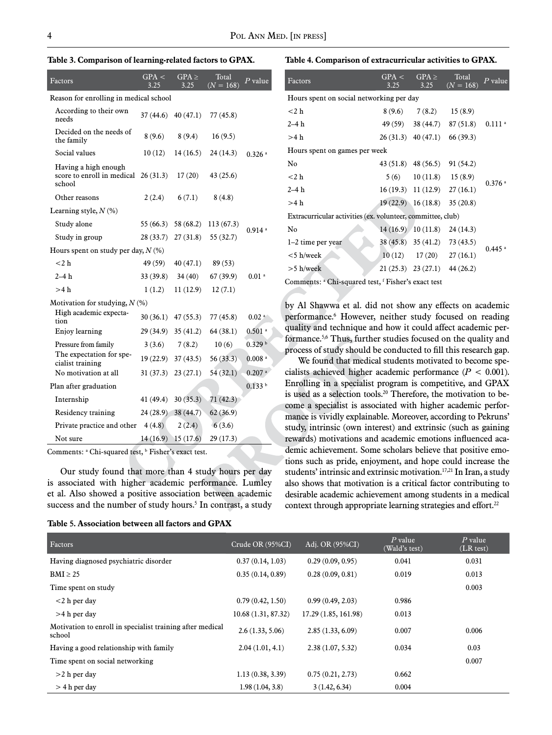**Table 3. Comparison of learning-related factors to GPAX.**

| Factors | GPA < 3.25 | GPA ≥ 3.25 | Total (N = 168) | P value |
|---|---|---|---|---|
| Reason for enrolling in medical school | | | | |
| According to their own needs | 37 (44.6) | 40 (47.1) | 77 (45.8) | |
| Decided on the needs of the family | 8 (9.6) | 8 (9.4) | 16 (9.5) | |
| Social values | 10 (12) | 14 (16.5) | 24 (14.3) | 0.326 [a] |
| Having a high enough score to enroll in medical school | 26 (31.3) | 17 (20) | 43 (25.6) | |
| Other reasons | 2 (2.4) | 6 (7.1) | 8 (4.8) | |
| Learning style, N (%) | | | | |
| Study alone | 55 (66.3) | 58 (68.2) | 113 (67.3) | 0.914 [a] |
| Study in group | 28 (33.7) | 27 (31.8) | 55 (32.7) | |
| Hours spent on study per day, N (%) | | | | |
| <2 h | 49 (59) | 40 (47.1) | 89 (53) | |
| 2–4 h | 33 (39.8) | 34 (40) | 67 (39.9) | 0.01 [a] |
| >4 h | 1 (1.2) | 11 (12.9) | 12 (7.1) | |
| Motivation for studying, N (%) | | | | |
| High academic expectation | 30 (36.1) | 47 (55.3) | 77 (45.8) | 0.02 [a] |
| Enjoy learning | 29 (34.9) | 35 (41.2) | 64 (38.1) | 0.501 [a] |
| Pressure from family | 3 (3.6) | 7 (8.2) | 10 (6) | 0.329 [b] |
| The expectation for specialist training | 19 (22.9) | 37 (43.5) | 56 (33.3) | 0.008 [a] |
| No motivation at all | 31 (37.3) | 23 (27.1) | 54 (32.1) | 0.207 [a] |
| Plan after graduation | | | | 0.133 [b] |
| Internship | 41 (49.4) | 30 (35.3) | 71 (42.3) | |
| Residency training | 24 (28.9) | 38 (44.7) | 62 (36.9) | |
| Private practice and other | 4 (4.8) | 2 (2.4) | 6 (3.6) | |
| Not sure | 14 (16.9) | 15 (17.6) | 29 (17.3) | |

Comments: [a] Chi-squared test, [b] Fisher's exact test.

**Table 4. Comparison of extracurricular activities to GPAX.**

| Factors | GPA < 3.25 | GPA ≥ 3.25 | Total (N = 168) | P value |
|---|---|---|---|---|
| Hours spent on social networking per day | | | | |
| <2 h | 8 (9.6) | 7 (8.2) | 15 (8.9) | |
| 2–4 h | 49 (59) | 38 (44.7) | 87 (51.8) | 0.111 [a] |
| >4 h | 26 (31.3) | 40 (47.1) | 66 (39.3) | |
| Hours spent on games per week | | | | |
| No | 43 (51.8) | 48 (56.5) | 91 (54.2) | |
| <2 h | 5 (6) | 10 (11.8) | 15 (8.9) | 0.376 [a] |
| 2–4 h | 16 (19.3) | 11 (12.9) | 27 (16.1) | |
| >4 h | 19 (22.9) | 16 (18.8) | 35 (20.8) | |
| Extracurricular activities (ex. volunteer, committee, club) | | | | |
| No | 14 (16.9) | 10 (11.8) | 24 (14.3) | |
| 1–2 time per year | 38 (45.8) | 35 (41.2) | 73 (43.5) | 0.445 [a] |
| <5 h/week | 10 (12) | 17 (20) | 27 (16.1) | |
| >5 h/week | 21 (25.3) | 23 (27.1) | 44 (26.2) | |

Comments: [a] Chi-squared test, [f] Fisher's exact test

Our study found that more than 4 study hours per day is associated with higher academic performance. Lumley et al. Also showed a positive association between academic success and the number of study hours.[5] In contrast, a study by Al Shawwa et al. did not show any effects on academic performance.[6] However, neither study focused on reading quality and technique and how it could affect academic performance.[5,6] Thus, further studies focused on the quality and process of study should be conducted to fill this research gap.

We found that medical students motivated to become specialists achieved higher academic performance ($P < 0.001$). Enrolling in a specialist program is competitive, and GPAX is used as a selection tools.[20] Therefore, the motivation to become a specialist is associated with higher academic performance is vividly explainable. Moreover, according to Pekruns' study, intrinsic (own interest) and extrinsic (such as gaining rewards) motivations and academic emotions influenced academic achievement. Some scholars believe that positive emotions such as pride, enjoyment, and hope could increase the students' intrinsic and extrinsic motivation.[17,21] In Iran, a study also shows that motivation is a critical factor contributing to desirable academic achievement among students in a medical context through appropriate learning strategies and effort.[22]

**Table 5. Association between all factors and GPAX**

| Factors | Crude OR (95%CI) | Adj. OR (95%CI) | P value (Wald's test) | P value (LR test) |
|---|---|---|---|---|
| Having diagnosed psychiatric disorder | 0.37 (0.14, 1.03) | 0.29 (0.09, 0.95) | 0.041 | 0.031 |
| BMI ≥ 25 | 0.35 (0.14, 0.89) | 0.28 (0.09, 0.81) | 0.019 | 0.013 |
| Time spent on study | | | | 0.003 |
| <2 h per day | 0.79 (0.42, 1.50) | 0.99 (0.49, 2.03) | 0.986 | |
| >4 h per day | 10.68 (1.31, 87.32) | 17.29 (1.85, 161.98) | 0.013 | |
| Motivation to enroll in specialist training after medical school | 2.6 (1.33, 5.06) | 2.85 (1.33, 6.09) | 0.007 | 0.006 |
| Having a good relationship with family | 2.04 (1.01, 4.1) | 2.38 (1.07, 5.32) | 0.034 | 0.03 |
| Time spent on social networking | | | | 0.007 |
| >2 h per day | 1.13 (0.38, 3.39) | 0.75 (0.21, 2.73) | 0.662 | |
| > 4 h per day | 1.98 (1.04, 3.8) | 3 (1.42, 6.34) | 0.004 | |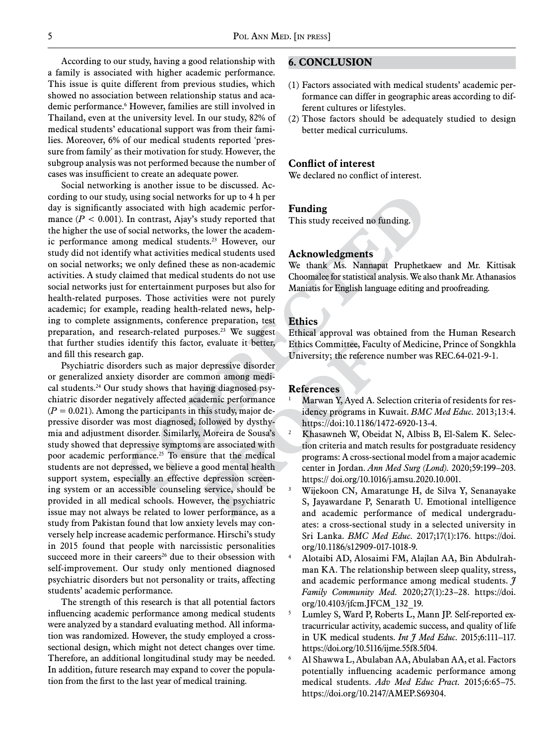According to our study, having a good relationship with a family is associated with higher academic performance. This issue is quite different from previous studies, which showed no association between relationship status and academic performance.[6] However, families are still involved in Thailand, even at the university level. In our study, 82% of medical students' educational support was from their families. Moreover, 6% of our medical students reported 'pressure from family' as their motivation for study. However, the subgroup analysis was not performed because the number of cases was insufficient to create an adequate power.

Social networking is another issue to be discussed. According to our study, using social networks for up to 4 h per day is significantly associated with high academic performance ($P$ < 0.001). In contrast, Ajay's study reported that the higher the use of social networks, the lower the academic performance among medical students.[23] However, our study did not identify what activities medical students used on social networks; we only defined these as non-academic activities. A study claimed that medical students do not use social networks just for entertainment purposes but also for health-related purposes. Those activities were not purely academic; for example, reading health-related news, helping to complete assignments, conference preparation, test preparation, and research-related purposes.[23] We suggest that further studies identify this factor, evaluate it better, and fill this research gap.

Psychiatric disorders such as major depressive disorder or generalized anxiety disorder are common among medical students.[24] Our study shows that having diagnosed psychiatric disorder negatively affected academic performance ($P$ = 0.021). Among the participants in this study, major depressive disorder was most diagnosed, followed by dysthymia and adjustment disorder. Similarly, Moreira de Sousa's study showed that depressive symptoms are associated with poor academic performance.[25] To ensure that the medical students are not depressed, we believe a good mental health support system, especially an effective depression screening system or an accessible counseling service, should be provided in all medical schools. However, the psychiatric issue may not always be related to lower performance, as a study from Pakistan found that low anxiety levels may conversely help increase academic performance. Hirschi's study in 2015 found that people with narcissistic personalities succeed more in their careers[26] due to their obsession with self-improvement. Our study only mentioned diagnosed psychiatric disorders but not personality or traits, affecting students' academic performance.

The strength of this research is that all potential factors influencing academic performance among medical students were analyzed by a standard evaluating method. All information was randomized. However, the study employed a cross-sectional design, which might not detect changes over time. Therefore, an additional longitudinal study may be needed. In addition, future research may expand to cover the population from the first to the last year of medical training.

## 6. CONCLUSION

(1) Factors associated with medical students' academic performance can differ in geographic areas according to different cultures or lifestyles.
(2) Those factors should be adequately studied to design better medical curriculums.

### Conflict of interest

We declared no conflict of interest.

### Funding

This study received no funding.

### Acknowledgments

We thank Ms. Nannapat Pruphetkaew and Mr. Kittisak Choomalee for statistical analysis. We also thank Mr. Athanasios Maniatis for English language editing and proofreading.

### Ethics

Ethical approval was obtained from the Human Research Ethics Committee, Faculty of Medicine, Prince of Songkhla University; the reference number was REC.64-021-9-1.

### References

1. Marwan Y, Ayed A. Selection criteria of residents for residency programs in Kuwait. *BMC Med Educ.* 2013;13:4. https://doi:10.1186/1472-6920-13-4.
2. Khasawneh W, Obeidat N, Albiss B, El-Salem K. Selection criteria and match results for postgraduate residency programs: A cross-sectional model from a major academic center in Jordan. *Ann Med Surg (Lond).* 2020;59:199–203. https:// doi.org/10.1016/j.amsu.2020.10.001.
3. Wijekoon CN, Amaratunge H, de Silva Y, Senanayake S, Jayawardane P, Senarath U. Emotional intelligence and academic performance of medical undergraduates: a cross-sectional study in a selected university in Sri Lanka. *BMC Med Educ.* 2017;17(1):176. https://doi.org/10.1186/s12909-017-1018-9.
4. Alotaibi AD, Alosaimi FM, Alajlan AA, Bin Abdulrahman KA. The relationship between sleep quality, stress, and academic performance among medical students. *J Family Community Med.* 2020;27(1):23–28. https://doi.org/10.4103/jfcm.JFCM_132_19.
5. Lumley S, Ward P, Roberts L, Mann JP. Self-reported extracurricular activity, academic success, and quality of life in UK medical students. *Int J Med Educ.* 2015;6:111–117. https://doi.org/10.5116/ijme.55f8.5f04.
6. Al Shawwa L, Abulaban AA, Abulaban AA, et al. Factors potentially influencing academic performance among medical students. *Adv Med Educ Pract.* 2015;6:65–75. https://doi.org/10.2147/AMEP.S69304.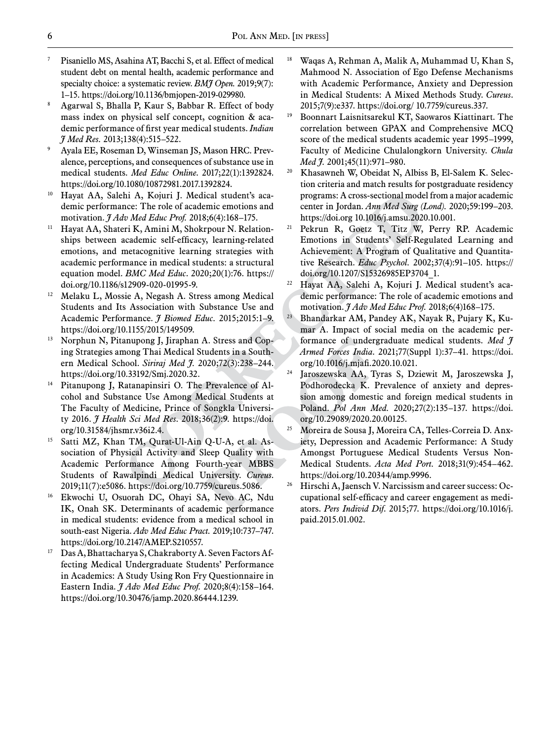7. Pisaniello MS, Asahina AT, Bacchi S, et al. Effect of medical student debt on mental health, academic performance and specialty choice: a systematic review. *BMJ Open.* 2019;9(7): 1–15. https://doi.org/10.1136/bmjopen-2019-029980.
8. Agarwal S, Bhalla P, Kaur S, Babbar R. Effect of body mass index on physical self concept, cognition & academic performance of first year medical students. *Indian J Med Res.* 2013;138(4):515–522.
9. Ayala EE, Roseman D, Winseman JS, Mason HRC. Prevalence, perceptions, and consequences of substance use in medical students. *Med Educ Online.* 2017;22(1):1392824. https://doi.org/10.1080/10872981.2017.1392824.
10. Hayat AA, Salehi A, Kojuri J. Medical student's academic performance: The role of academic emotions and motivation. *J Adv Med Educ Prof.* 2018;6(4):168–175.
11. Hayat AA, Shateri K, Amini M, Shokrpour N. Relationships between academic self-efficacy, learning-related emotions, and metacognitive learning strategies with academic performance in medical students: a structural equation model. *BMC Med Educ.* 2020;20(1):76. https://doi.org/10.1186/s12909-020-01995-9.
12. Melaku L, Mossie A, Negash A. Stress among Medical Students and Its Association with Substance Use and Academic Performance. *J Biomed Educ.* 2015;2015:1–9. https://doi.org/10.1155/2015/149509.
13. Norphun N, Pitanupong J, Jiraphan A. Stress and Coping Strategies among Thai Medical Students in a Southern Medical School. *Siriraj Med J.* 2020;72(3):238–244. https://doi.org/10.33192/Smj.2020.32.
14. Pitanupong J, Ratanapinsiri O. The Prevalence of Alcohol and Substance Use Among Medical Students at The Faculty of Medicine, Prince of Songkla University 2016. *J Health Sci Med Res.* 2018;36(2):9. https://doi.org/10.31584/jhsmr.v36i2.4.
15. Satti MZ, Khan TM, Qurat-Ul-Ain Q-U-A, et al. Association of Physical Activity and Sleep Quality with Academic Performance Among Fourth-year MBBS Students of Rawalpindi Medical University. *Cureus.* 2019;11(7):e5086. https://doi.org/10.7759/cureus.5086.
16. Ekwochi U, Osuorah DC, Ohayi SA, Nevo AC, Ndu IK, Onah SK. Determinants of academic performance in medical students: evidence from a medical school in south-east Nigeria. *Adv Med Educ Pract.* 2019;10:737–747. https://doi.org/10.2147/AMEP.S210557.
17. Das A, Bhattacharya S, Chakraborty A. Seven Factors Affecting Medical Undergraduate Students' Performance in Academics: A Study Using Ron Fry Questionnaire in Eastern India. *J Adv Med Educ Prof.* 2020;8(4):158–164. https://doi.org/10.30476/jamp.2020.86444.1239.
18. Waqas A, Rehman A, Malik A, Muhammad U, Khan S, Mahmood N. Association of Ego Defense Mechanisms with Academic Performance, Anxiety and Depression in Medical Students: A Mixed Methods Study. *Cureus.* 2015;7(9):e337. https://doi.org/ 10.7759/cureus.337.
19. Boonnart Laisnitsarekul KT, Saowaros Kiattinart. The correlation between GPAX and Comprehensive MCQ score of the medical students academic year 1995–1999, Faculty of Medicine Chulalongkorn University. *Chula Med J.* 2001;45(11):971–980.
20. Khasawneh W, Obeidat N, Albiss B, El-Salem K. Selection criteria and match results for postgraduate residency programs: A cross-sectional model from a major academic center in Jordan. *Ann Med Surg (Lond).* 2020;59:199–203. https://doi.org 10.1016/j.amsu.2020.10.001.
21. Pekrun R, Goetz T, Titz W, Perry RP. Academic Emotions in Students' Self-Regulated Learning and Achievement: A Program of Qualitative and Quantitative Research. *Educ Psychol.* 2002;37(4):91–105. https://doi.org/10.1207/S15326985EP3704_1.
22. Hayat AA, Salehi A, Kojuri J. Medical student's academic performance: The role of academic emotions and motivation. *J Adv Med Educ Prof.* 2018;6(4)168–175.
23. Bhandarkar AM, Pandey AK, Nayak R, Pujary K, Kumar A. Impact of social media on the academic performance of undergraduate medical students. *Med J Armed Forces India.* 2021;77(Suppl 1):37–41. https://doi.org/10.1016/j.mjafi.2020.10.021.
24. Jaroszewska AA, Tyras S, Dziewit M, Jaroszewska J, Podhorodecka K. Prevalence of anxiety and depression among domestic and foreign medical students in Poland. *Pol Ann Med.* 2020;27(2):135–137. https://doi.org/10.29089/2020.20.00125.
25. Moreira de Sousa J, Moreira CA, Telles-Correia D. Anxiety, Depression and Academic Performance: A Study Amongst Portuguese Medical Students Versus Non-Medical Students. *Acta Med Port.* 2018;31(9):454–462. https://doi.org/10.20344/amp.9996.
26. Hirschi A, Jaensch V. Narcissism and career success: Occupational self-efficacy and career engagement as mediators. *Pers Individ Dif.* 2015;77. https://doi.org/10.1016/j.paid.2015.01.002.